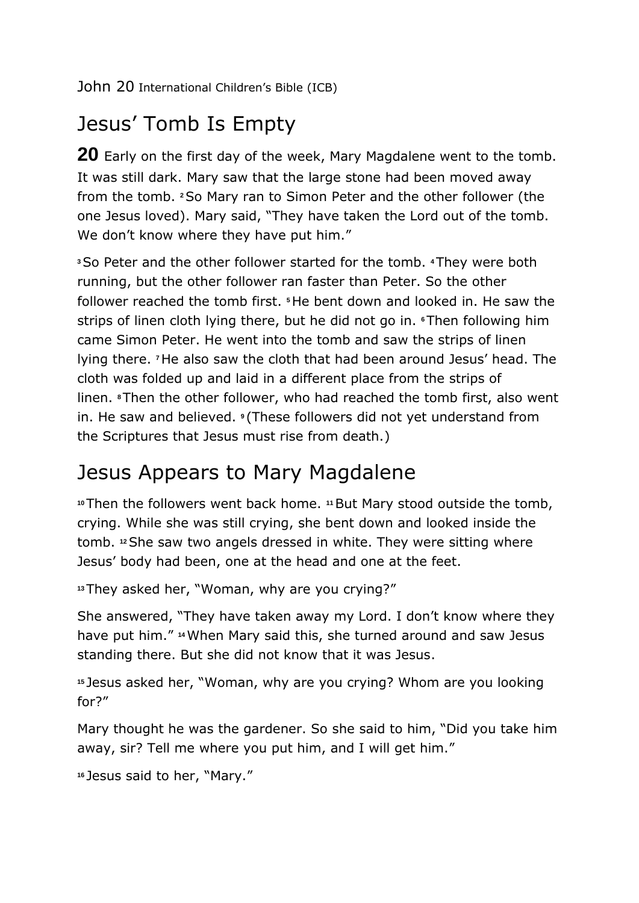John 20 International Children's Bible (ICB)

# Jesus' Tomb Is Empty

**20** Early on the first day of the week, Mary Magdalene went to the tomb. It was still dark. Mary saw that the large stone had been moved away from the tomb. [2] So Mary ran to Simon Peter and the other follower (the one Jesus loved). Mary said, "They have taken the Lord out of the tomb. We don't know where they have put him."

[3] So Peter and the other follower started for the tomb. [4] They were both running, but the other follower ran faster than Peter. So the other follower reached the tomb first. [5] He bent down and looked in. He saw the strips of linen cloth lying there, but he did not go in. [6] Then following him came Simon Peter. He went into the tomb and saw the strips of linen lying there. [7] He also saw the cloth that had been around Jesus' head. The cloth was folded up and laid in a different place from the strips of linen. [8] Then the other follower, who had reached the tomb first, also went in. He saw and believed. [9] (These followers did not yet understand from the Scriptures that Jesus must rise from death.)

# Jesus Appears to Mary Magdalene

[10] Then the followers went back home. [11] But Mary stood outside the tomb, crying. While she was still crying, she bent down and looked inside the tomb. [12] She saw two angels dressed in white. They were sitting where Jesus' body had been, one at the head and one at the feet.

[13] They asked her, "Woman, why are you crying?"

She answered, "They have taken away my Lord. I don't know where they have put him." [14] When Mary said this, she turned around and saw Jesus standing there. But she did not know that it was Jesus.

[15] Jesus asked her, "Woman, why are you crying? Whom are you looking for?"

Mary thought he was the gardener. So she said to him, "Did you take him away, sir? Tell me where you put him, and I will get him."

[16] Jesus said to her, "Mary."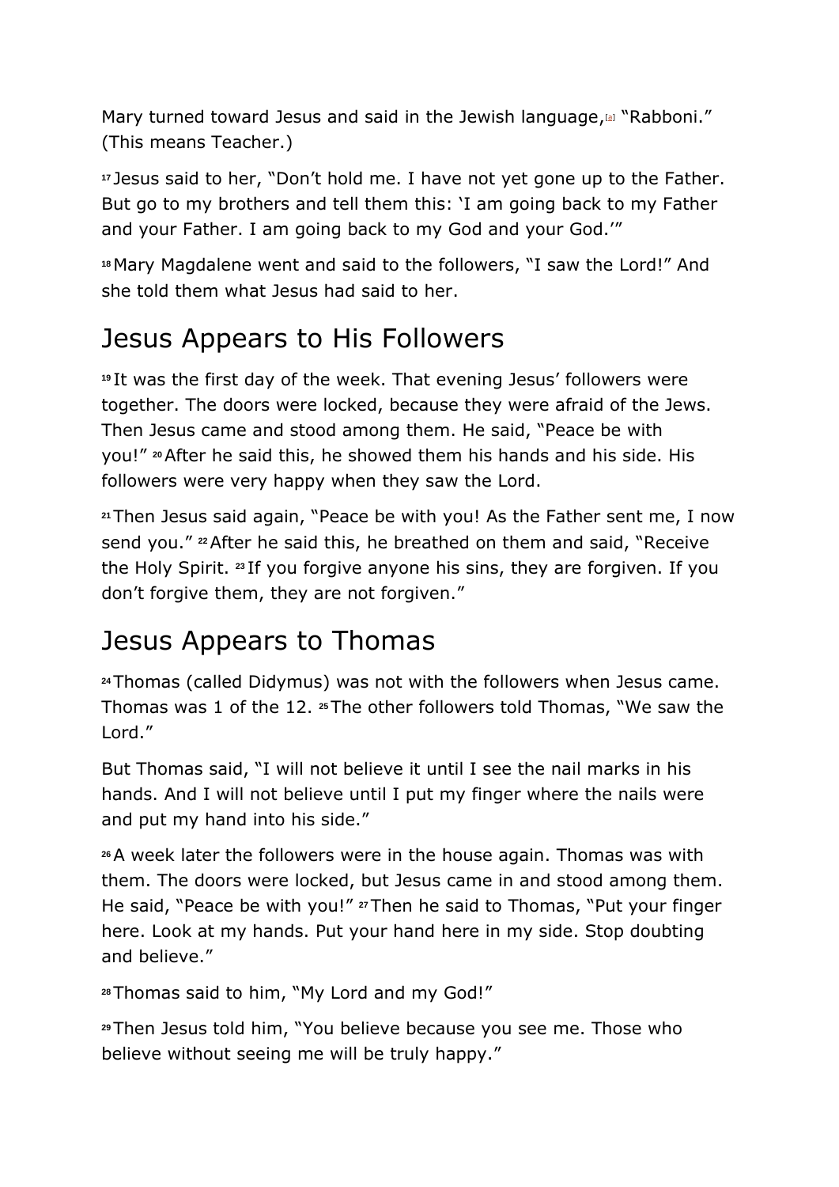Mary turned toward Jesus and said in the Jewish language,[a] "Rabboni." (This means Teacher.)

[17] Jesus said to her, "Don't hold me. I have not yet gone up to the Father. But go to my brothers and tell them this: 'I am going back to my Father and your Father. I am going back to my God and your God.'"

[18] Mary Magdalene went and said to the followers, "I saw the Lord!" And she told them what Jesus had said to her.

## Jesus Appears to His Followers

[19] It was the first day of the week. That evening Jesus' followers were together. The doors were locked, because they were afraid of the Jews. Then Jesus came and stood among them. He said, "Peace be with you!" [20] After he said this, he showed them his hands and his side. His followers were very happy when they saw the Lord.

[21] Then Jesus said again, "Peace be with you! As the Father sent me, I now send you." [22] After he said this, he breathed on them and said, "Receive the Holy Spirit. [23] If you forgive anyone his sins, they are forgiven. If you don't forgive them, they are not forgiven."

## Jesus Appears to Thomas

[24] Thomas (called Didymus) was not with the followers when Jesus came. Thomas was 1 of the 12. [25] The other followers told Thomas, "We saw the Lord."

But Thomas said, "I will not believe it until I see the nail marks in his hands. And I will not believe until I put my finger where the nails were and put my hand into his side."

[26] A week later the followers were in the house again. Thomas was with them. The doors were locked, but Jesus came in and stood among them. He said, "Peace be with you!" [27] Then he said to Thomas, "Put your finger here. Look at my hands. Put your hand here in my side. Stop doubting and believe."

[28] Thomas said to him, "My Lord and my God!"

[29] Then Jesus told him, "You believe because you see me. Those who believe without seeing me will be truly happy."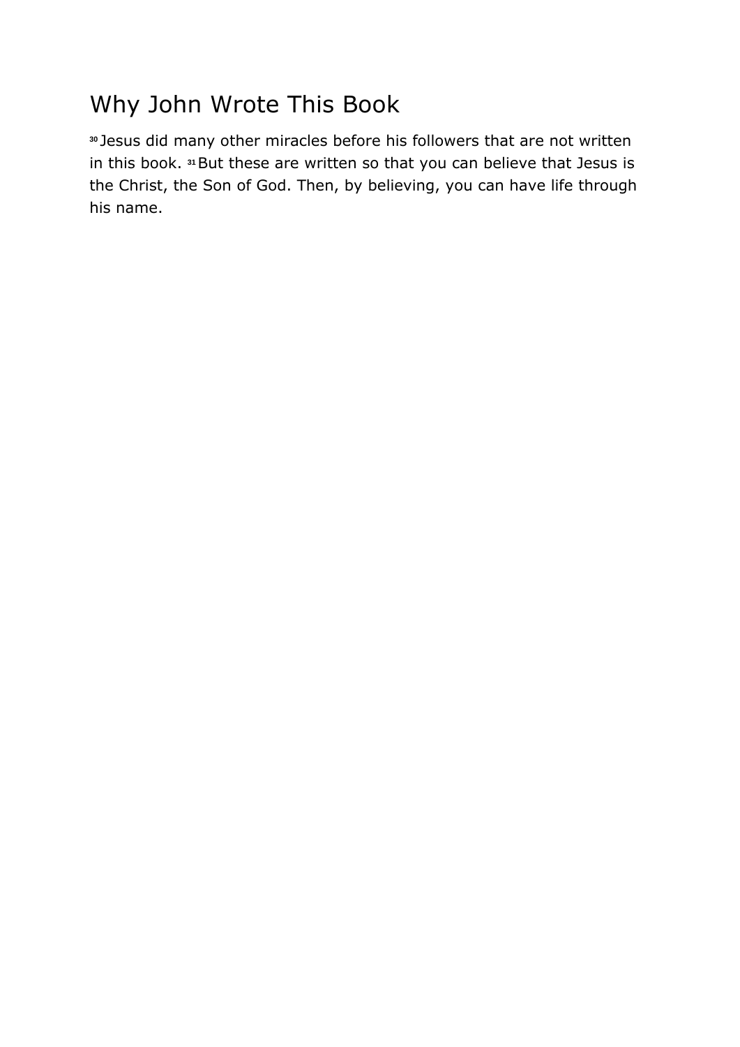## Why John Wrote This Book

[30] Jesus did many other miracles before his followers that are not written in this book. [31] But these are written so that you can believe that Jesus is the Christ, the Son of God. Then, by believing, you can have life through his name.